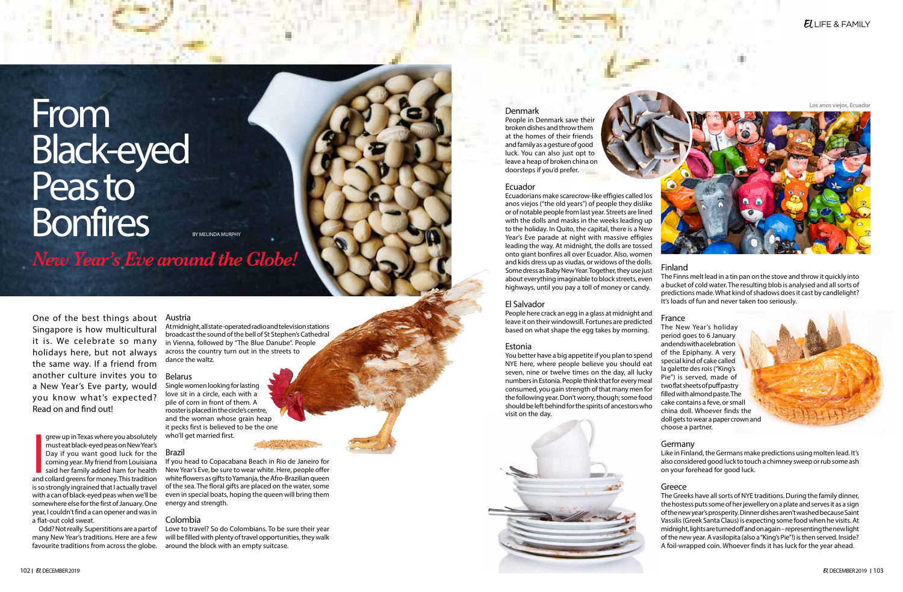# From Black-eyed Peas to Bonfires

BY MELINDA MURPHY

## *New Year's Eve around the Globe!*

One of the best things about Singapore is how multicultural it is. We celebrate so many holidays here, but not always the same way. If a friend from another culture invites you to a New Year's Eve party, would you know what's expected? Read on and find out!

I grew up in Texas where you absolutely must eat black-eyed peas on New Year's Day if you want good luck for the coming year. My friend from Louisiana said her family added ham for health and collard greens for money. This tradition is so strongly ingrained that I actually travel with a can of black-eyed peas when we'll be somewhere else for the first of January. One year, I couldn't find a can opener and was in a flat-out cold sweat.

Odd? Not really. Superstitions are a part of many New Year's traditions. Here are a few favourite traditions from across the globe.

### Austria

At midnight, all state-operated radio and television stations broadcast the sound of the bell of St Stephen's Cathedral in Vienna, followed by "The Blue Danube". People across the country turn out in the streets to dance the waltz.

### Belarus

Single women looking for lasting love sit in a circle, each with a pile of corn in front of them. A rooster is placed in the circle's centre, and the woman whose grain heap it pecks first is believed to be the one who'll get married first.

### Brazil

If you head to Copacabana Beach in Rio de Janeiro for New Year's Eve, be sure to wear white. Here, people offer white flowers as gifts to Yamanja, the Afro-Brazilian queen of the sea. The floral gifts are placed on the water, some even in special boats, hoping the queen will bring them energy and strength.

### Colombia

Love to travel? So do Colombians. To be sure their year will be filled with plenty of travel opportunities, they walk around the block with an empty suitcase.

### Denmark

People in Denmark save their broken dishes and throw them at the homes of their friends and family as a gesture of good luck. You can also just opt to leave a heap of broken china on doorsteps if you'd prefer.

### Ecuador

Ecuadorians make scarecrow-like effigies called los anos viejos ("the old years") of people they dislike or of notable people from last year. Streets are lined with the dolls and masks in the weeks leading up to the holiday. In Quito, the capital, there is a New Year's Eve parade at night with massive effigies leading the way. At midnight, the dolls are tossed onto giant bonfires all over Ecuador. Also, women and kids dress up as viudas, or widows of the dolls. Some dress as Baby New Year. Together, they use just about everything imaginable to block streets, even highways, until you pay a toll of money or candy.

Los anos viejos, Ecuador

### El Salvador

People here crack an egg in a glass at midnight and leave it on their windowsill. Fortunes are predicted based on what shape the egg takes by morning.

### Estonia

You better have a big appetite if you plan to spend NYE here, where people believe you should eat seven, nine or twelve times on the day, all lucky numbers in Estonia. People think that for every meal consumed, you gain strength of that many men for the following year. Don't worry, though; some food should be left behind for the spirits of ancestors who visit on the day.

### Finland

The Finns melt lead in a tin pan on the stove and throw it quickly into a bucket of cold water. The resulting blob is analysed and all sorts of predictions made. What kind of shadows does it cast by candlelight? It's loads of fun and never taken too seriously.

### France

The New Year's holiday period goes to 6 January and ends with a celebration of the Epiphany. A very special kind of cake called la galette des rois ("King's Pie") is served, made of two flat sheets of puff pastry filled with almond paste. The cake contains a feve, or small china doll. Whoever finds the doll gets to wear a paper crown and choose a partner.

### Germany

Like in Finland, the Germans make predictions using molten lead. It's also considered good luck to touch a chimney sweep or rub some ash on your forehead for good luck.

### Greece

The Greeks have all sorts of NYE traditions. During the family dinner, the hostess puts some of her jewellery on a plate and serves it as a sign of the new year's prosperity. Dinner dishes aren't washed because Saint Vassilis (Greek Santa Claus) is expecting some food when he visits. At midnight, lights are turned off and on again – representing the new light of the new year. A vasilopita (also a "King's Pie"!) is then served. Inside? A foil-wrapped coin. Whoever finds it has luck for the year ahead.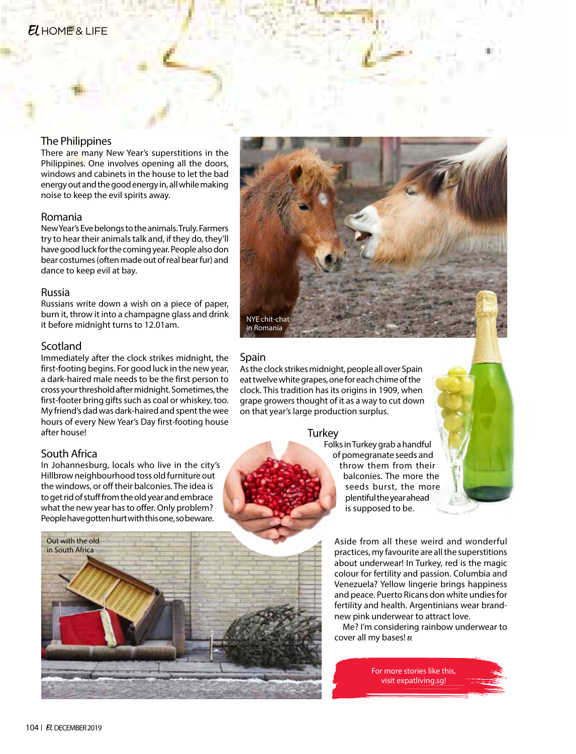## The Philippines

There are many New Year's superstitions in the Philippines. One involves opening all the doors, windows and cabinets in the house to let the bad energy out and the good energy in, all while making noise to keep the evil spirits away.

## Romania

New Year's Eve belongs to the animals. Truly. Farmers try to hear their animals talk and, if they do, they'll have good luck for the coming year. People also don bear costumes (often made out of real bear fur) and dance to keep evil at bay.

## Russia

Russians write down a wish on a piece of paper, burn it, throw it into a champagne glass and drink it before midnight turns to 12.01am.

## Scotland

Immediately after the clock strikes midnight, the first-footing begins. For good luck in the new year, a dark-haired male needs to be the first person to cross your threshold after midnight. Sometimes, the first-footer bring gifts such as coal or whiskey, too. My friend's dad was dark-haired and spent the wee hours of every New Year's Day first-footing house after house!

## South Africa

In Johannesburg, locals who live in the city's Hillbrow neighbourhood toss old furniture out the windows, or off their balconies. The idea is to get rid of stuff from the old year and embrace what the new year has to offer. Only problem? People have gotten hurt with this one, so beware.

NYE chit-chat in Romania

## Spain

As the clock strikes midnight, people all over Spain eat twelve white grapes, one for each chime of the clock. This tradition has its origins in 1909, when grape growers thought of it as a way to cut down on that year's large production surplus.

## Turkey

Folks in Turkey grab a handful of pomegranate seeds and throw them from their balconies. The more the seeds burst, the more plentiful the year ahead is supposed to be.

Out with the old in South Africa

Aside from all these weird and wonderful practices, my favourite are all the superstitions about underwear! In Turkey, red is the magic colour for fertility and passion. Columbia and Venezuela? Yellow lingerie brings happiness and peace. Puerto Ricans don white undies for fertility and health. Argentinians wear brand-new pink underwear to attract love.

Me? I'm considering rainbow underwear to cover all my bases!

For more stories like this, visit expatliving.sg!